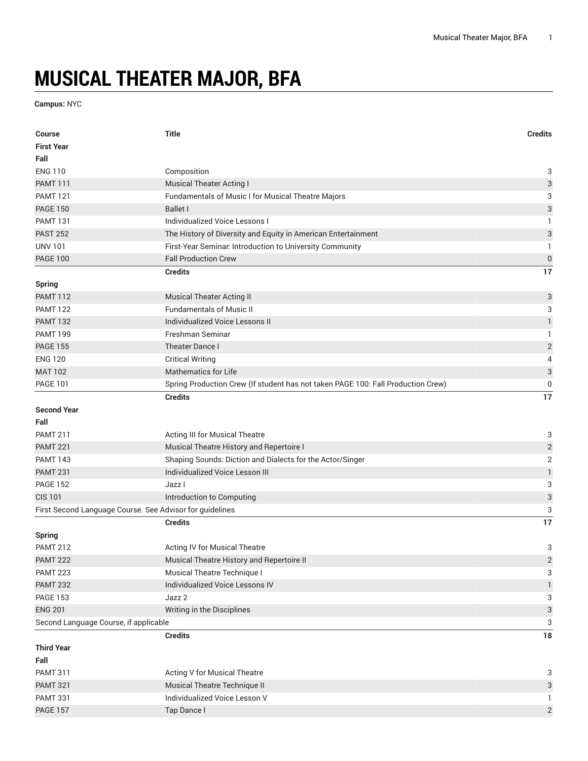# MUSICAL THEATER MAJOR, BFA

**Campus:** NYC

| Course | Title | Credits |
|---|---|---|
| **First Year** | | |
| **Fall** | | |
| ENG 110 | Composition | 3 |
| PAMT 111 | Musical Theater Acting I | 3 |
| PAMT 121 | Fundamentals of Music I for Musical Theatre Majors | 3 |
| PAGE 150 | Ballet I | 3 |
| PAMT 131 | Individualized Voice Lessons I | 1 |
| PAST 252 | The History of Diversity and Equity in American Entertainment | 3 |
| UNV 101 | First-Year Seminar: Introduction to University Community | 1 |
| PAGE 100 | Fall Production Crew | 0 |
| | **Credits** | **17** |
| **Spring** | | |
| PAMT 112 | Musical Theater Acting II | 3 |
| PAMT 122 | Fundamentals of Music II | 3 |
| PAMT 132 | Individualized Voice Lessons II | 1 |
| PAMT 199 | Freshman Seminar | 1 |
| PAGE 155 | Theater Dance I | 2 |
| ENG 120 | Critical Writing | 4 |
| MAT 102 | Mathematics for Life | 3 |
| PAGE 101 | Spring Production Crew (If student has not taken PAGE 100: Fall Production Crew) | 0 |
| | **Credits** | **17** |
| **Second Year** | | |
| **Fall** | | |
| PAMT 211 | Acting III for Musical Theatre | 3 |
| PAMT 221 | Musical Theatre History and Repertoire I | 2 |
| PAMT 143 | Shaping Sounds: Diction and Dialects for the Actor/Singer | 2 |
| PAMT 231 | Individualized Voice Lesson III | 1 |
| PAGE 152 | Jazz I | 3 |
| CIS 101 | Introduction to Computing | 3 |
| First Second Language Course. See Advisor for guidelines | | 3 |
| | **Credits** | **17** |
| **Spring** | | |
| PAMT 212 | Acting IV for Musical Theatre | 3 |
| PAMT 222 | Musical Theatre History and Repertoire II | 2 |
| PAMT 223 | Musical Theatre Technique I | 3 |
| PAMT 232 | Individualized Voice Lessons IV | 1 |
| PAGE 153 | Jazz 2 | 3 |
| ENG 201 | Writing in the Disciplines | 3 |
| Second Language Course, if applicable | | 3 |
| | **Credits** | **18** |
| **Third Year** | | |
| **Fall** | | |
| PAMT 311 | Acting V for Musical Theatre | 3 |
| PAMT 321 | Musical Theatre Technique II | 3 |
| PAMT 331 | Individualized Voice Lesson V | 1 |
| PAGE 157 | Tap Dance I | 2 |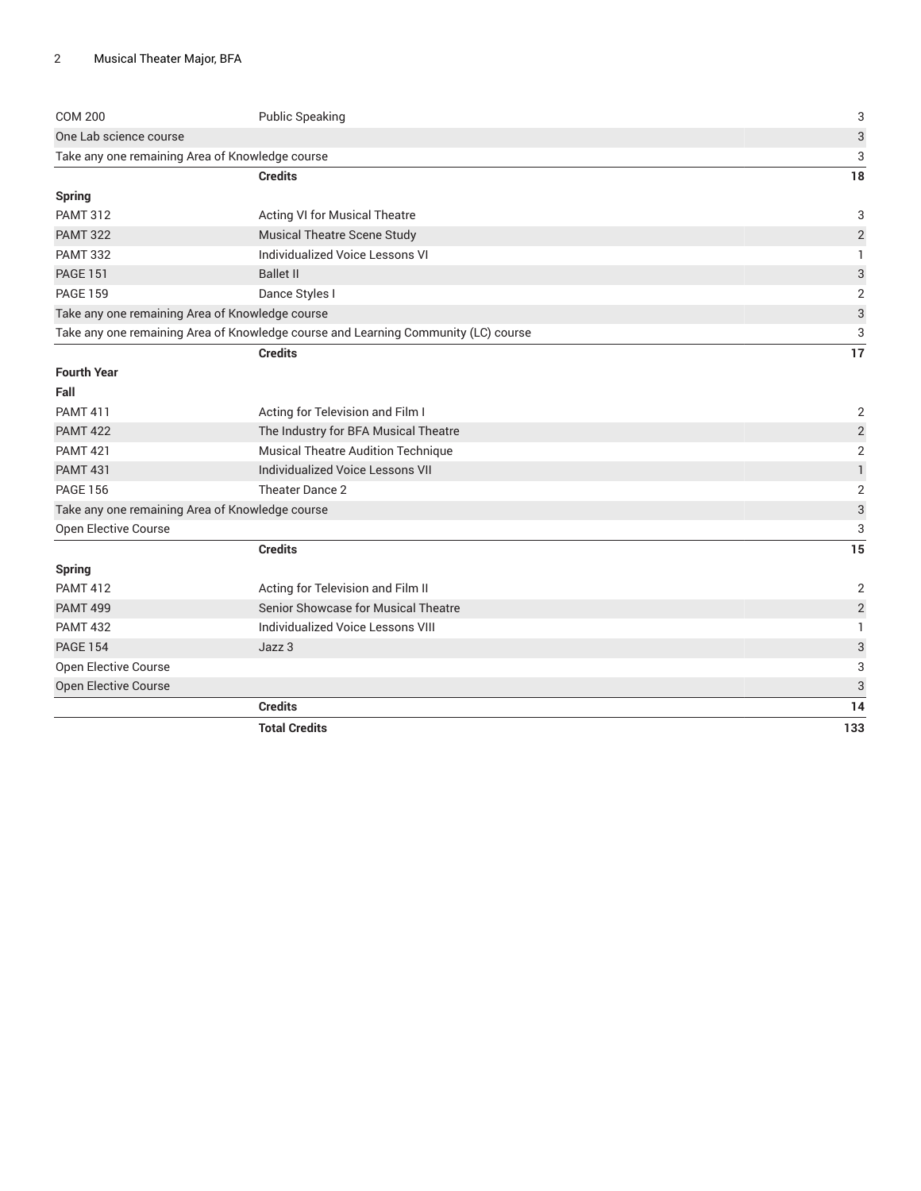| | | |
|---|---|---|
| COM 200 | Public Speaking | 3 |
| One Lab science course | | 3 |
| Take any one remaining Area of Knowledge course | | 3 |
| | **Credits** | **18** |
| **Spring** | | |
| PAMT 312 | Acting VI for Musical Theatre | 3 |
| PAMT 322 | Musical Theatre Scene Study | 2 |
| PAMT 332 | Individualized Voice Lessons VI | 1 |
| PAGE 151 | Ballet II | 3 |
| PAGE 159 | Dance Styles I | 2 |
| Take any one remaining Area of Knowledge course | | 3 |
| Take any one remaining Area of Knowledge course and Learning Community (LC) course | | 3 |
| | **Credits** | **17** |
| **Fourth Year** | | |
| **Fall** | | |
| PAMT 411 | Acting for Television and Film I | 2 |
| PAMT 422 | The Industry for BFA Musical Theatre | 2 |
| PAMT 421 | Musical Theatre Audition Technique | 2 |
| PAMT 431 | Individualized Voice Lessons VII | 1 |
| PAGE 156 | Theater Dance 2 | 2 |
| Take any one remaining Area of Knowledge course | | 3 |
| Open Elective Course | | 3 |
| | **Credits** | **15** |
| **Spring** | | |
| PAMT 412 | Acting for Television and Film II | 2 |
| PAMT 499 | Senior Showcase for Musical Theatre | 2 |
| PAMT 432 | Individualized Voice Lessons VIII | 1 |
| PAGE 154 | Jazz 3 | 3 |
| Open Elective Course | | 3 |
| Open Elective Course | | 3 |
| | **Credits** | **14** |
| | **Total Credits** | **133** |